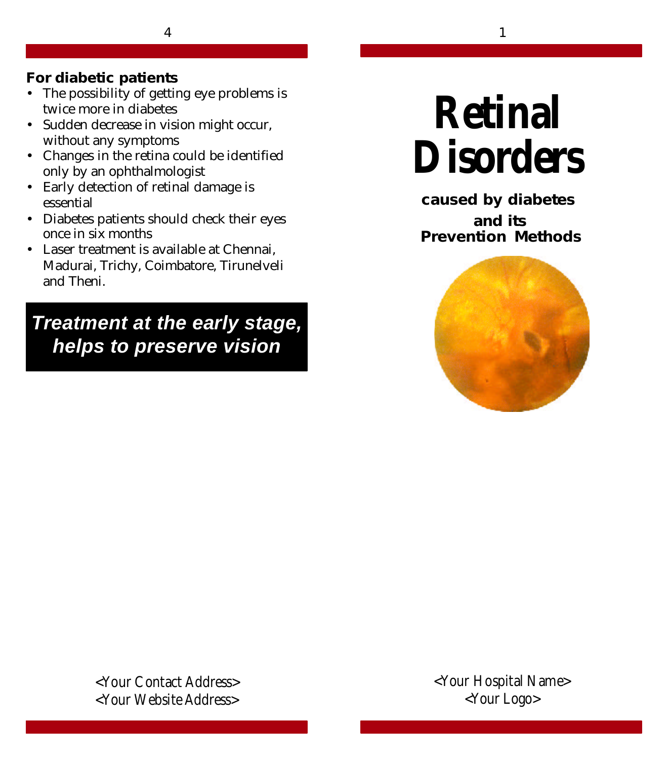# Retinal Disorders

**caused by diabetes and its Prevention Methods**

<Your Hospital Name>
<Your Logo>

**For diabetic patients**

- The possibility of getting eye problems is twice more in diabetes
- Sudden decrease in vision might occur, without any symptoms
- Changes in the retina could be identified only by an ophthalmologist
- Early detection of retinal damage is essential
- Diabetes patients should check their eyes once in six months
- Laser treatment is available at Chennai, Madurai, Trichy, Coimbatore, Tirunelveli and Theni.

***Treatment at the early stage, helps to preserve vision***

<Your Contact Address>
<Your Website Address>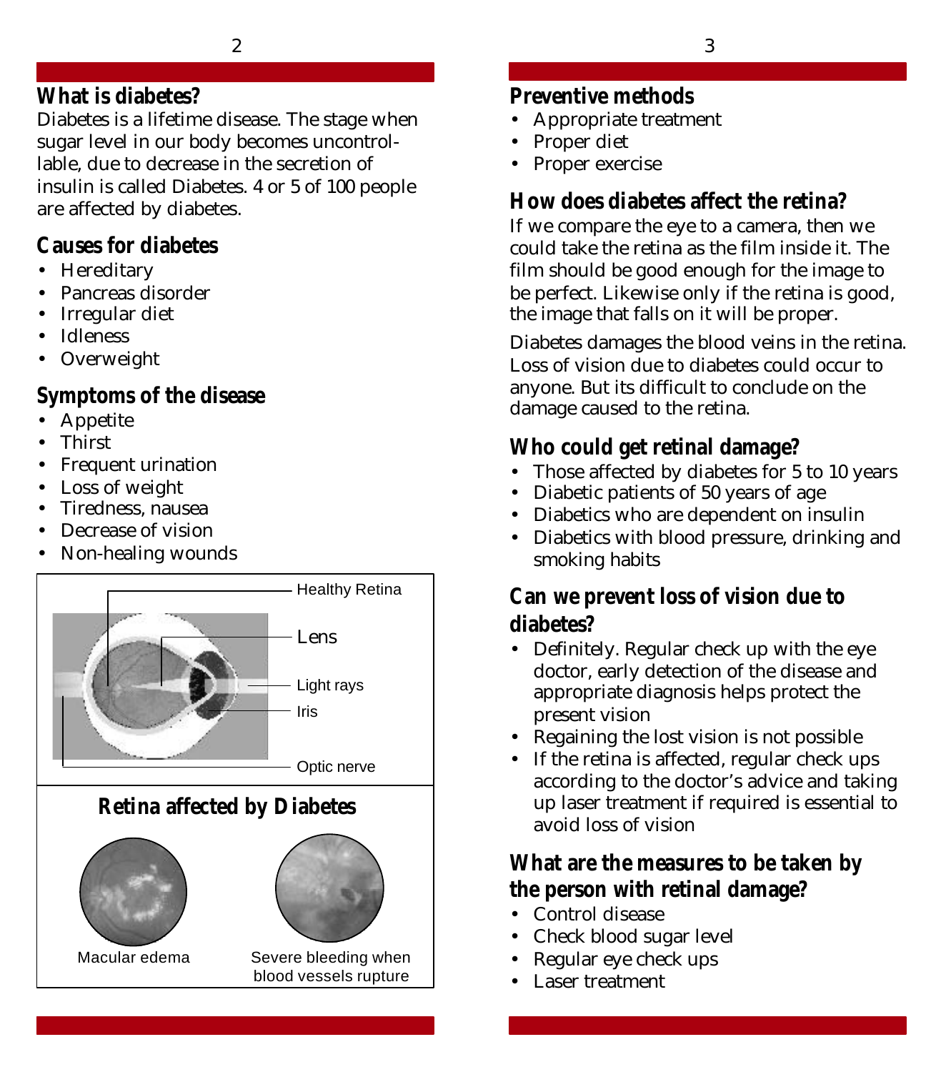## What is diabetes?

Diabetes is a lifetime disease. The stage when sugar level in our body becomes uncontrollable, due to decrease in the secretion of insulin is called Diabetes. 4 or 5 of 100 people are affected by diabetes.

## Causes for diabetes

- Hereditary
- Pancreas disorder
- Irregular diet
- Idleness
- Overweight

## Symptoms of the disease

- Appetite
- Thirst
- Frequent urination
- Loss of weight
- Tiredness, nausea
- Decrease of vision
- Non-healing wounds

Healthy Retina

Lens

Light rays

Iris

Optic nerve

## Retina affected by Diabetes

Macular edema

Severe bleeding when blood vessels rupture

## Preventive methods

- Appropriate treatment
- Proper diet
- Proper exercise

## How does diabetes affect the retina?

If we compare the eye to a camera, then we could take the retina as the film inside it. The film should be good enough for the image to be perfect. Likewise only if the retina is good, the image that falls on it will be proper.

Diabetes damages the blood veins in the retina. Loss of vision due to diabetes could occur to anyone. But its difficult to conclude on the damage caused to the retina.

## Who could get retinal damage?

- Those affected by diabetes for 5 to 10 years
- Diabetic patients of 50 years of age
- Diabetics who are dependent on insulin
- Diabetics with blood pressure, drinking and smoking habits

## Can we prevent loss of vision due to diabetes?

- Definitely. Regular check up with the eye doctor, early detection of the disease and appropriate diagnosis helps protect the present vision
- Regaining the lost vision is not possible
- If the retina is affected, regular check ups according to the doctor's advice and taking up laser treatment if required is essential to avoid loss of vision

## What are the measures to be taken by the person with retinal damage?

- Control disease
- Check blood sugar level
- Regular eye check ups
- Laser treatment